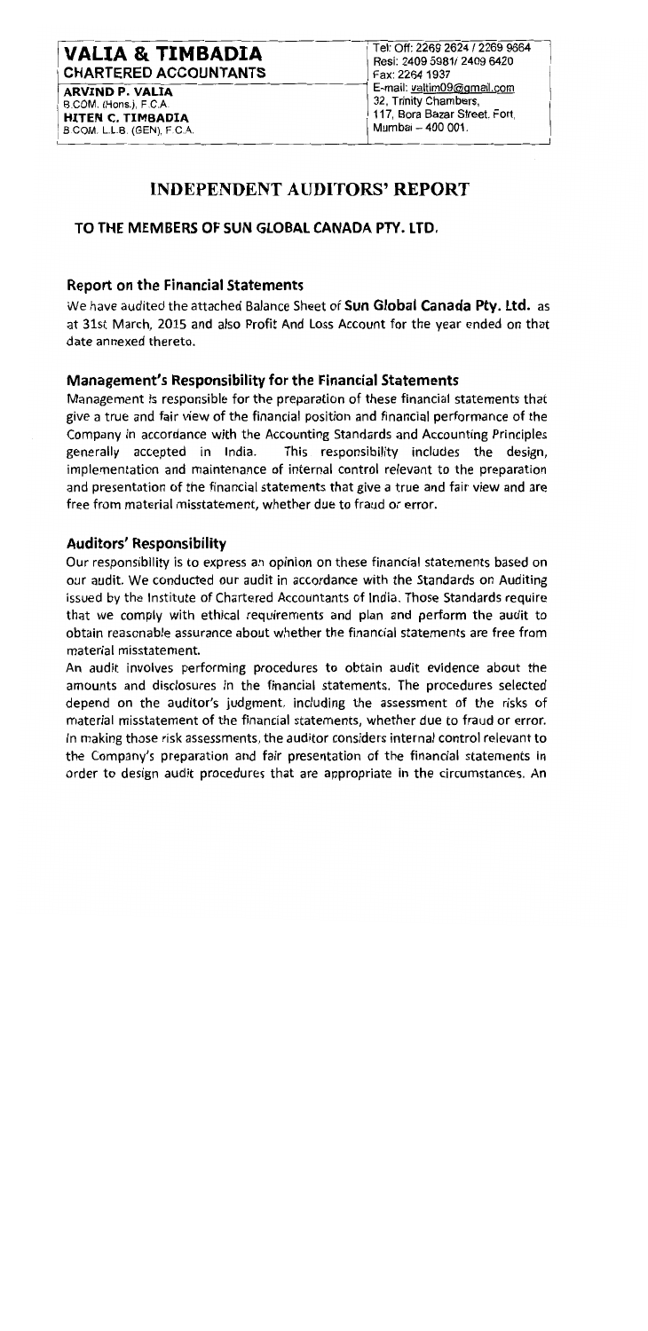**VALIA & TIMBADIA**
**CHARTERED ACCOUNTANTS**

**ARVIND P. VALIA**
B.COM. (Hons.), F.C.A.
**HITEN C. TIMBADIA**
B.COM. L.L.B. (GEN), F.C.A.

Tel: Off: 2269 2624 / 2269 9664
Resi: 2409 5981/ 2409 6420
Fax: 2264 1937
E-mail: valtim09@gmail.com
32, Trinity Chambers,
117, Bora Bazar Street, Fort,
Mumbai – 400 001.

# INDEPENDENT AUDITORS' REPORT

### TO THE MEMBERS OF SUN GLOBAL CANADA PTY. LTD.

## Report on the Financial Statements

We have audited the attached Balance Sheet of **Sun Global Canada Pty. Ltd.** as at 31st March, 2015 and also Profit And Loss Account for the year ended on that date annexed thereto.

## Management's Responsibility for the Financial Statements

Management is responsible for the preparation of these financial statements that give a true and fair view of the financial position and financial performance of the Company in accordance with the Accounting Standards and Accounting Principles generally accepted in India. This responsibility includes the design, implementation and maintenance of internal control relevant to the preparation and presentation of the financial statements that give a true and fair view and are free from material misstatement, whether due to fraud or error.

## Auditors' Responsibility

Our responsibility is to express an opinion on these financial statements based on our audit. We conducted our audit in accordance with the Standards on Auditing issued by the Institute of Chartered Accountants of India. Those Standards require that we comply with ethical requirements and plan and perform the audit to obtain reasonable assurance about whether the financial statements are free from material misstatement.

An audit involves performing procedures to obtain audit evidence about the amounts and disclosures in the financial statements. The procedures selected depend on the auditor's judgment, including the assessment of the risks of material misstatement of the financial statements, whether due to fraud or error. In making those risk assessments, the auditor considers internal control relevant to the Company's preparation and fair presentation of the financial statements in order to design audit procedures that are appropriate in the circumstances. An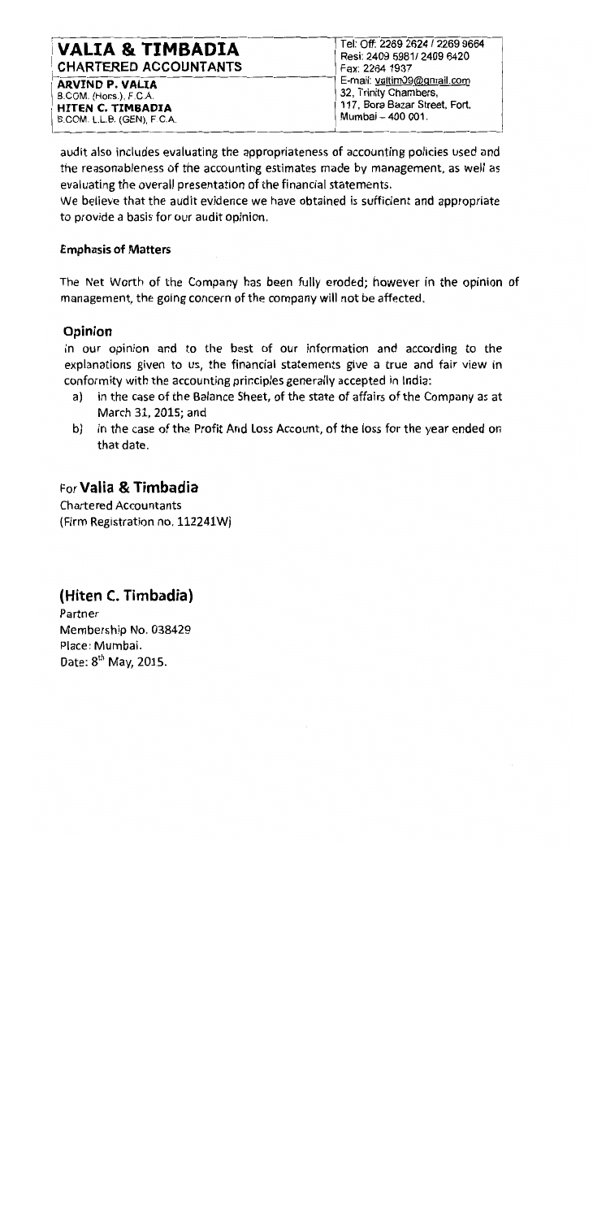audit also includes evaluating the appropriateness of accounting policies used and the reasonableness of the accounting estimates made by management, as well as evaluating the overall presentation of the financial statements.

We believe that the audit evidence we have obtained is sufficient and appropriate to provide a basis for our audit opinion.

**Emphasis of Matters**

The Net Worth of the Company has been fully eroded; however in the opinion of management, the going concern of the company will not be affected.

## Opinion

In our opinion and to the best of our information and according to the explanations given to us, the financial statements give a true and fair view in conformity with the accounting principles generally accepted in India:

a) in the case of the Balance Sheet, of the state of affairs of the Company as at March 31, 2015; and
b) in the case of the Profit And Loss Account, of the loss for the year ended on that date.

For **Valia & Timbadia**
Chartered Accountants
(Firm Registration no. 112241W)

**(Hiten C. Timbadia)**
Partner
Membership No. 038429
Place: Mumbai.
Date: 8th May, 2015.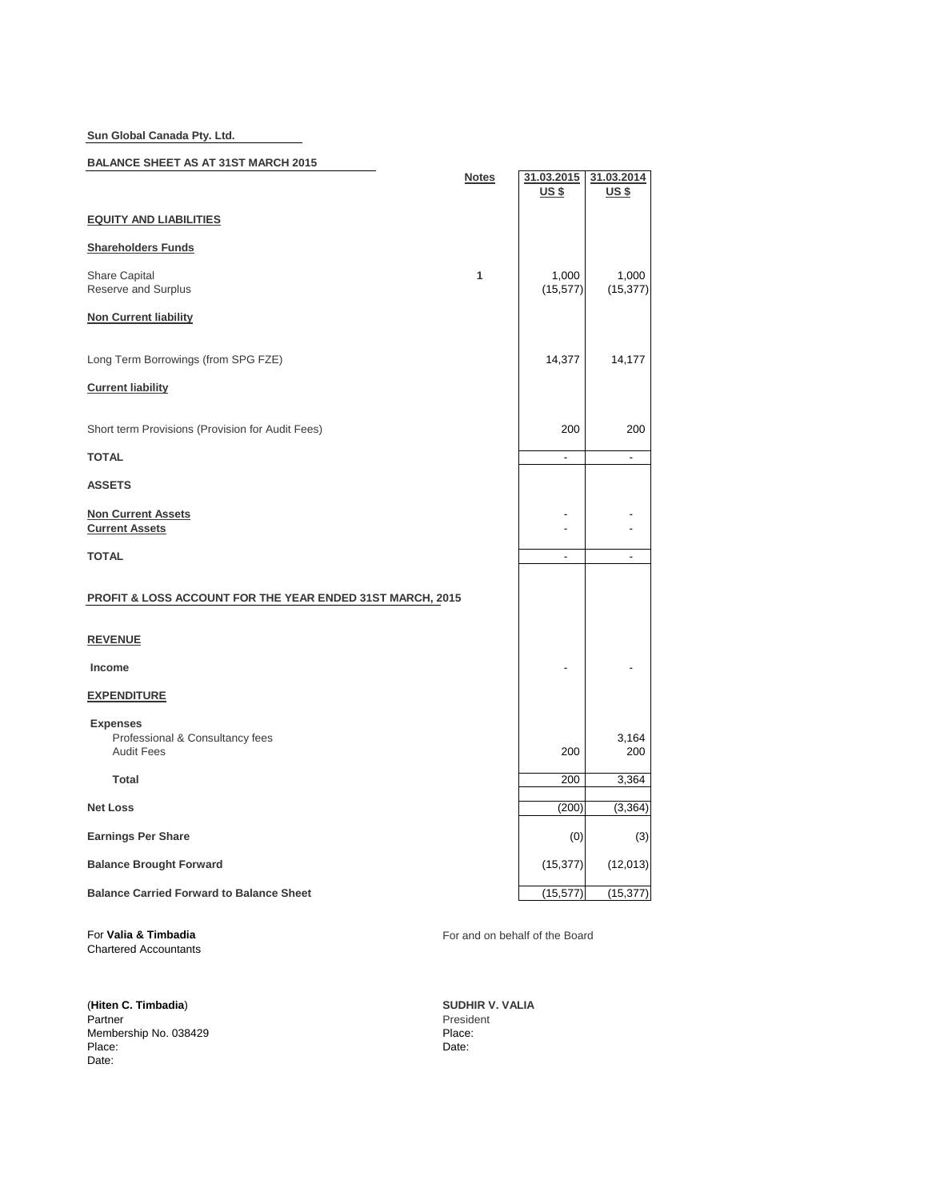**Sun Global Canada Pty. Ltd.**

**BALANCE SHEET AS AT 31ST MARCH 2015**

| | Notes | 31.03.2015 US $ | 31.03.2014 US $ |
|---|---|---|---|
| **EQUITY AND LIABILITIES** | | | |
| **Shareholders Funds** | | | |
| Share Capital | 1 | 1,000 | 1,000 |
| Reserve and Surplus | | (15,577) | (15,377) |
| **Non Current liability** | | | |
| Long Term Borrowings (from SPG FZE) | | 14,377 | 14,177 |
| **Current liability** | | | |
| Short term Provisions (Provision for Audit Fees) | | 200 | 200 |
| **TOTAL** | | - | - |
| **ASSETS** | | | |
| **Non Current Assets** | | - | - |
| **Current Assets** | | - | - |
| **TOTAL** | | - | - |

**PROFIT & LOSS ACCOUNT FOR THE YEAR ENDED 31ST MARCH, 2015**

| | | 31.03.2015 US $ | 31.03.2014 US $ |
|---|---|---|---|
| **REVENUE** | | | |
| **Income** | | - | - |
| **EXPENDITURE** | | | |
| **Expenses** | | | |
| Professional & Consultancy fees | | | 3,164 |
| Audit Fees | | 200 | 200 |
| **Total** | | 200 | 3,364 |
| **Net Loss** | | (200) | (3,364) |
| **Earnings Per Share** | | (0) | (3) |
| **Balance Brought Forward** | | (15,377) | (12,013) |
| **Balance Carried Forward to Balance Sheet** | | (15,577) | (15,377) |

For **Valia & Timbadia**
Chartered Accountants

(**Hiten C. Timbadia**)
Partner
Membership No. 038429
Place:
Date:

For and on behalf of the Board

**SUDHIR V. VALIA**
President
Place:
Date: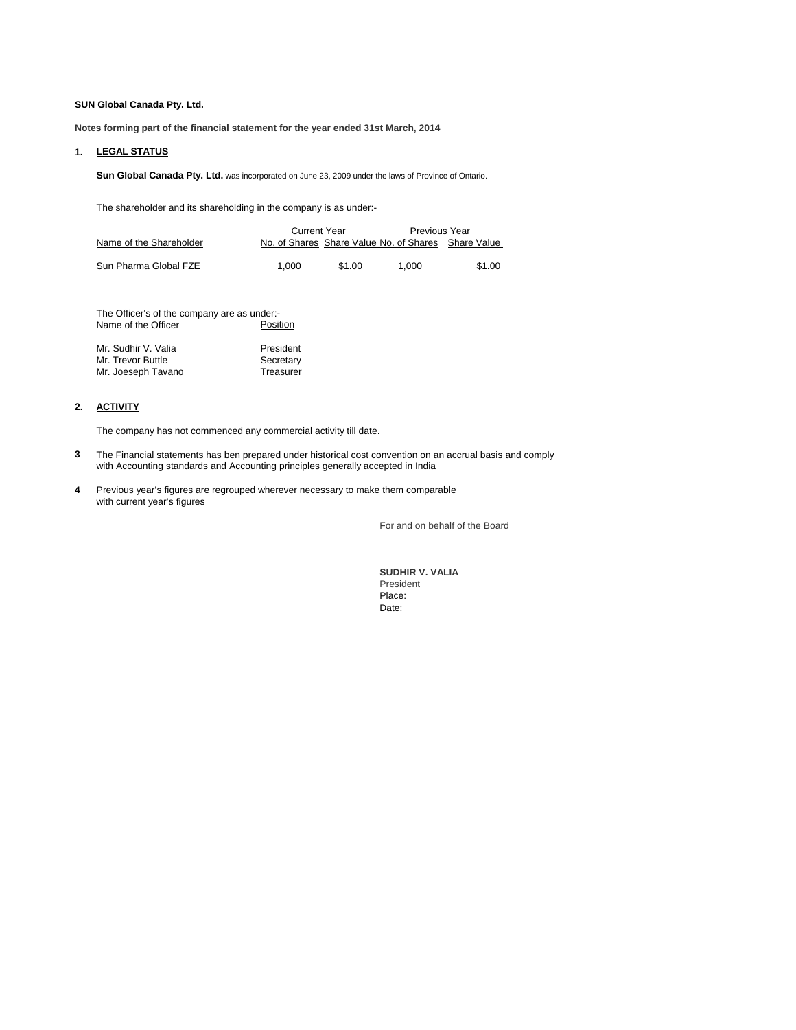**SUN Global Canada Pty. Ltd.**

**Notes forming part of the financial statement for the year ended 31st March, 2014**

**1. LEGAL STATUS**

**Sun Global Canada Pty. Ltd.** was incorporated on June 23, 2009 under the laws of Province of Ontario.

The shareholder and its shareholding in the company is as under:-

| | Current Year | | Previous Year | |
|---|---|---|---|---|
| Name of the Shareholder | No. of Shares | Share Value | No. of Shares | Share Value |
| Sun Pharma Global FZE | 1,000 | $1.00 | 1,000 | $1.00 |

The Officer's of the company are as under:-

| Name of the Officer | Position |
|---|---|
| Mr. Sudhir V. Valia | President |
| Mr. Trevor Buttle | Secretary |
| Mr. Joeseph Tavano | Treasurer |

**2. ACTIVITY**

The company has not commenced any commercial activity till date.

**3** The Financial statements has ben prepared under historical cost convention on an accrual basis and comply with Accounting standards and Accounting principles generally accepted in India

**4** Previous year's figures are regrouped wherever necessary to make them comparable with current year's figures

For and on behalf of the Board

**SUDHIR V. VALIA**
President
Place:
Date: